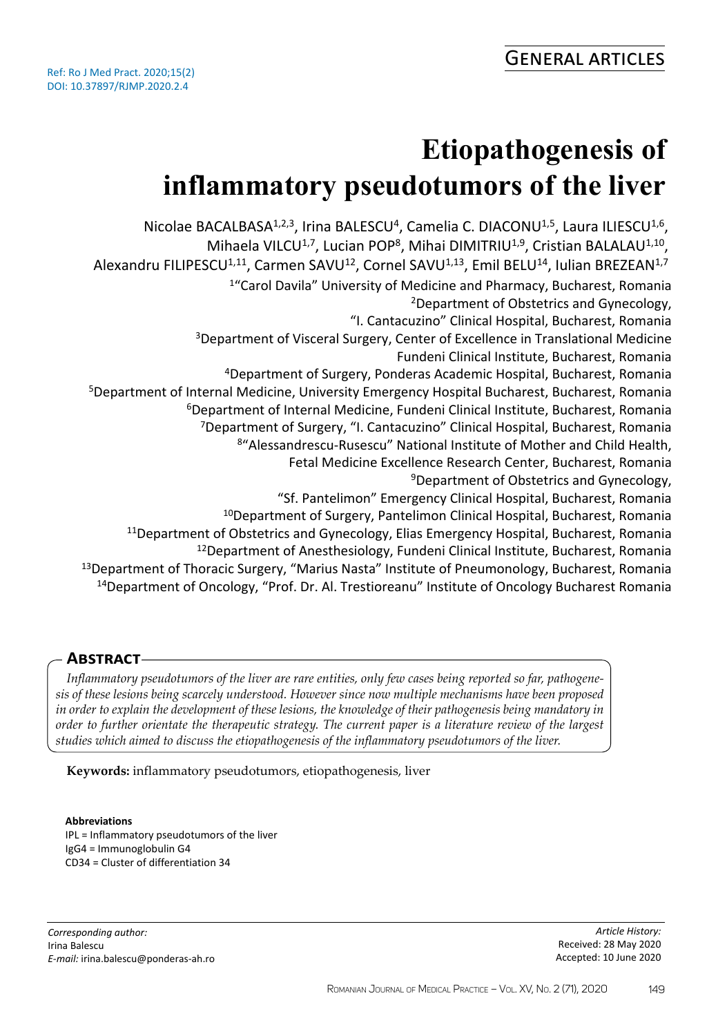Ref: Ro J Med Pract. 2020;15(2)
DOI: 10.37897/RJMP.2020.2.4

General articles

# Etiopathogenesis of inflammatory pseudotumors of the liver

Nicolae BACALBASA[1,2,3], Irina BALESCU[4], Camelia C. DIACONU[1,5], Laura ILIESCU[1,6], Mihaela VILCU[1,7], Lucian POP[8], Mihai DIMITRIU[1,9], Cristian BALALAU[1,10], Alexandru FILIPESCU[1,11], Carmen SAVU[12], Cornel SAVU[1,13], Emil BELU[14], Iulian BREZEAN[1,7]

[1]"Carol Davila" University of Medicine and Pharmacy, Bucharest, Romania
[2]Department of Obstetrics and Gynecology, "I. Cantacuzino" Clinical Hospital, Bucharest, Romania
[3]Department of Visceral Surgery, Center of Excellence in Translational Medicine Fundeni Clinical Institute, Bucharest, Romania
[4]Department of Surgery, Ponderas Academic Hospital, Bucharest, Romania
[5]Department of Internal Medicine, University Emergency Hospital Bucharest, Bucharest, Romania
[6]Department of Internal Medicine, Fundeni Clinical Institute, Bucharest, Romania
[7]Department of Surgery, "I. Cantacuzino" Clinical Hospital, Bucharest, Romania
[8]"Alessandrescu-Rusescu" National Institute of Mother and Child Health, Fetal Medicine Excellence Research Center, Bucharest, Romania
[9]Department of Obstetrics and Gynecology, "Sf. Pantelimon" Emergency Clinical Hospital, Bucharest, Romania
[10]Department of Surgery, Pantelimon Clinical Hospital, Bucharest, Romania
[11]Department of Obstetrics and Gynecology, Elias Emergency Hospital, Bucharest, Romania
[12]Department of Anesthesiology, Fundeni Clinical Institute, Bucharest, Romania
[13]Department of Thoracic Surgery, "Marius Nasta" Institute of Pneumonology, Bucharest, Romania
[14]Department of Oncology, "Prof. Dr. Al. Trestioreanu" Institute of Oncology Bucharest Romania

## Abstract

*Inflammatory pseudotumors of the liver are rare entities, only few cases being reported so far, pathogenesis of these lesions being scarcely understood. However since now multiple mechanisms have been proposed in order to explain the development of these lesions, the knowledge of their pathogenesis being mandatory in order to further orientate the therapeutic strategy. The current paper is a literature review of the largest studies which aimed to discuss the etiopathogenesis of the inflammatory pseudotumors of the liver.*

**Keywords:** inflammatory pseudotumors, etiopathogenesis, liver

**Abbreviations**
IPL = Inflammatory pseudotumors of the liver
IgG4 = Immunoglobulin G4
CD34 = Cluster of differentiation 34

*Corresponding author:*
Irina Balescu
*E-mail:* irina.balescu@ponderas-ah.ro

*Article History:*
Received: 28 May 2020
Accepted: 10 June 2020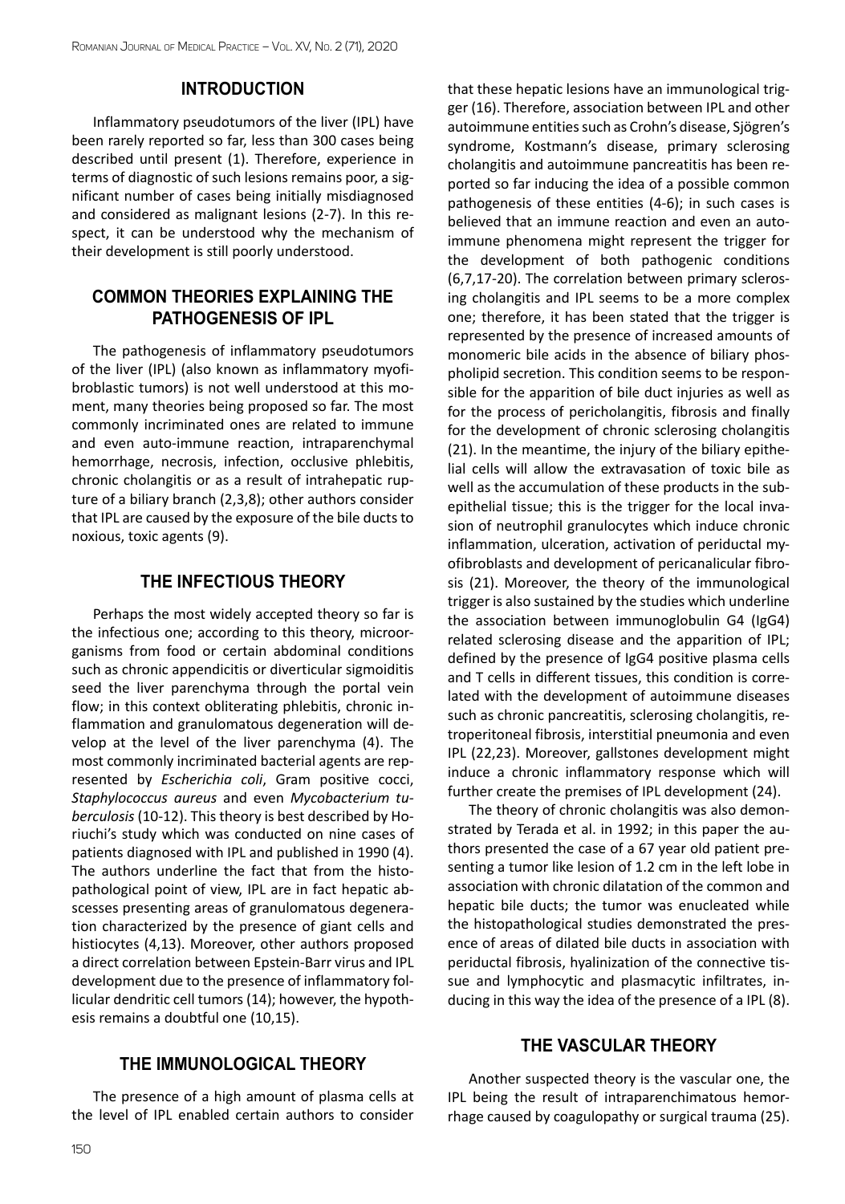## INTRODUCTION

Inflammatory pseudotumors of the liver (IPL) have been rarely reported so far, less than 300 cases being described until present (1). Therefore, experience in terms of diagnostic of such lesions remains poor, a significant number of cases being initially misdiagnosed and considered as malignant lesions (2-7). In this respect, it can be understood why the mechanism of their development is still poorly understood.

## COMMON THEORIES EXPLAINING THE PATHOGENESIS OF IPL

The pathogenesis of inflammatory pseudotumors of the liver (IPL) (also known as inflammatory myofibroblastic tumors) is not well understood at this moment, many theories being proposed so far. The most commonly incriminated ones are related to immune and even auto-immune reaction, intraparenchymal hemorrhage, necrosis, infection, occlusive phlebitis, chronic cholangitis or as a result of intrahepatic rupture of a biliary branch (2,3,8); other authors consider that IPL are caused by the exposure of the bile ducts to noxious, toxic agents (9).

## THE INFECTIOUS THEORY

Perhaps the most widely accepted theory so far is the infectious one; according to this theory, microorganisms from food or certain abdominal conditions such as chronic appendicitis or diverticular sigmoiditis seed the liver parenchyma through the portal vein flow; in this context obliterating phlebitis, chronic inflammation and granulomatous degeneration will develop at the level of the liver parenchyma (4). The most commonly incriminated bacterial agents are represented by *Escherichia coli*, Gram positive cocci, *Staphylococcus aureus* and even *Mycobacterium tuberculosis* (10-12). This theory is best described by Horiuchi's study which was conducted on nine cases of patients diagnosed with IPL and published in 1990 (4). The authors underline the fact that from the histopathological point of view, IPL are in fact hepatic abscesses presenting areas of granulomatous degeneration characterized by the presence of giant cells and histiocytes (4,13). Moreover, other authors proposed a direct correlation between Epstein-Barr virus and IPL development due to the presence of inflammatory follicular dendritic cell tumors (14); however, the hypothesis remains a doubtful one (10,15).

## THE IMMUNOLOGICAL THEORY

The presence of a high amount of plasma cells at the level of IPL enabled certain authors to consider that these hepatic lesions have an immunological trigger (16). Therefore, association between IPL and other autoimmune entities such as Crohn's disease, Sjögren's syndrome, Kostmann's disease, primary sclerosing cholangitis and autoimmune pancreatitis has been reported so far inducing the idea of a possible common pathogenesis of these entities (4-6); in such cases is believed that an immune reaction and even an autoimmune phenomena might represent the trigger for the development of both pathogenic conditions (6,7,17-20). The correlation between primary sclerosing cholangitis and IPL seems to be a more complex one; therefore, it has been stated that the trigger is represented by the presence of increased amounts of monomeric bile acids in the absence of biliary phospholipid secretion. This condition seems to be responsible for the apparition of bile duct injuries as well as for the process of pericholangitis, fibrosis and finally for the development of chronic sclerosing cholangitis (21). In the meantime, the injury of the biliary epithelial cells will allow the extravasation of toxic bile as well as the accumulation of these products in the subepithelial tissue; this is the trigger for the local invasion of neutrophil granulocytes which induce chronic inflammation, ulceration, activation of periductal myofibroblasts and development of pericanalicular fibrosis (21). Moreover, the theory of the immunological trigger is also sustained by the studies which underline the association between immunoglobulin G4 (IgG4) related sclerosing disease and the apparition of IPL; defined by the presence of IgG4 positive plasma cells and T cells in different tissues, this condition is correlated with the development of autoimmune diseases such as chronic pancreatitis, sclerosing cholangitis, retroperitoneal fibrosis, interstitial pneumonia and even IPL (22,23). Moreover, gallstones development might induce a chronic inflammatory response which will further create the premises of IPL development (24).

The theory of chronic cholangitis was also demonstrated by Terada et al. in 1992; in this paper the authors presented the case of a 67 year old patient presenting a tumor like lesion of 1.2 cm in the left lobe in association with chronic dilatation of the common and hepatic bile ducts; the tumor was enucleated while the histopathological studies demonstrated the presence of areas of dilated bile ducts in association with periductal fibrosis, hyalinization of the connective tissue and lymphocytic and plasmacytic infiltrates, inducing in this way the idea of the presence of a IPL (8).

## THE VASCULAR THEORY

Another suspected theory is the vascular one, the IPL being the result of intraparenchimatous hemorrhage caused by coagulopathy or surgical trauma (25).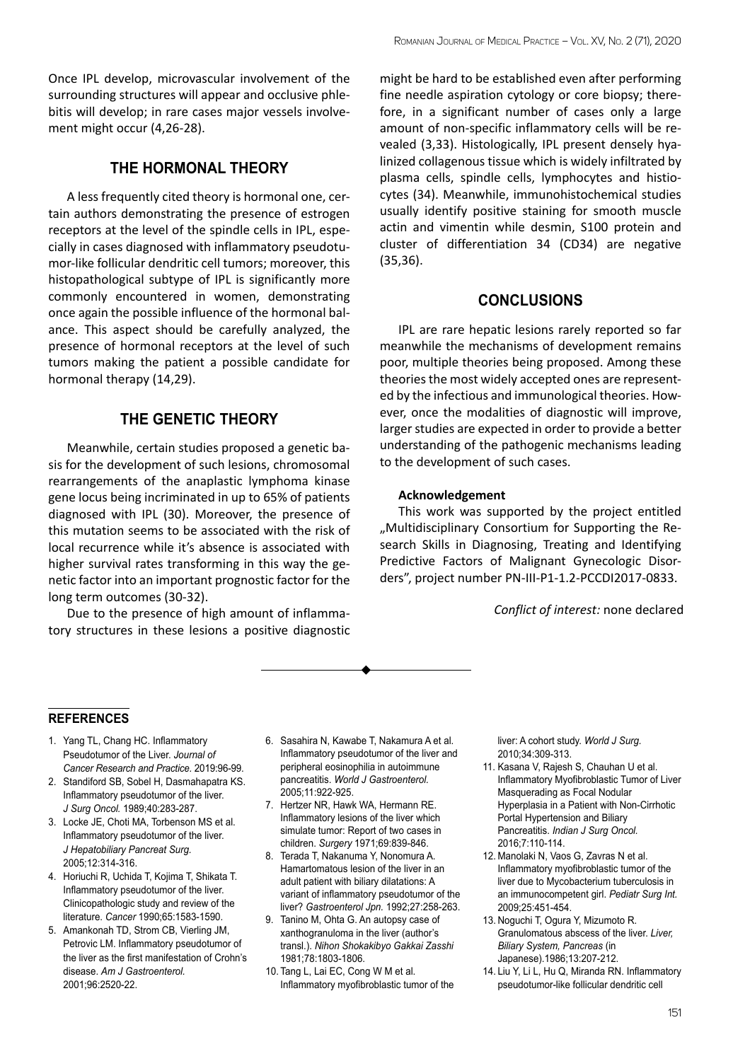Once IPL develop, microvascular involvement of the surrounding structures will appear and occlusive phlebitis will develop; in rare cases major vessels involvement might occur (4,26-28).

## THE HORMONAL THEORY

A less frequently cited theory is hormonal one, certain authors demonstrating the presence of estrogen receptors at the level of the spindle cells in IPL, especially in cases diagnosed with inflammatory pseudotumor-like follicular dendritic cell tumors; moreover, this histopathological subtype of IPL is significantly more commonly encountered in women, demonstrating once again the possible influence of the hormonal balance. This aspect should be carefully analyzed, the presence of hormonal receptors at the level of such tumors making the patient a possible candidate for hormonal therapy (14,29).

## THE GENETIC THEORY

Meanwhile, certain studies proposed a genetic basis for the development of such lesions, chromosomal rearrangements of the anaplastic lymphoma kinase gene locus being incriminated in up to 65% of patients diagnosed with IPL (30). Moreover, the presence of this mutation seems to be associated with the risk of local recurrence while it's absence is associated with higher survival rates transforming in this way the genetic factor into an important prognostic factor for the long term outcomes (30-32).

Due to the presence of high amount of inflammatory structures in these lesions a positive diagnostic might be hard to be established even after performing fine needle aspiration cytology or core biopsy; therefore, in a significant number of cases only a large amount of non-specific inflammatory cells will be revealed (3,33). Histologically, IPL present densely hyalinized collagenous tissue which is widely infiltrated by plasma cells, spindle cells, lymphocytes and histiocytes (34). Meanwhile, immunohistochemical studies usually identify positive staining for smooth muscle actin and vimentin while desmin, S100 protein and cluster of differentiation 34 (CD34) are negative (35,36).

## CONCLUSIONS

IPL are rare hepatic lesions rarely reported so far meanwhile the mechanisms of development remains poor, multiple theories being proposed. Among these theories the most widely accepted ones are represented by the infectious and immunological theories. However, once the modalities of diagnostic will improve, larger studies are expected in order to provide a better understanding of the pathogenic mechanisms leading to the development of such cases.

**Acknowledgement**

This work was supported by the project entitled „Multidisciplinary Consortium for Supporting the Research Skills in Diagnosing, Treating and Identifying Predictive Factors of Malignant Gynecologic Disorders", project number PN-III-P1-1.2-PCCDI2017-0833.

*Conflict of interest:* none declared

## REFERENCES

1. Yang TL, Chang HC. Inflammatory Pseudotumor of the Liver. *Journal of Cancer Research and Practice.* 2019:96-99.
2. Standiford SB, Sobel H, Dasmahapatra KS. Inflammatory pseudotumor of the liver. *J Surg Oncol.* 1989;40:283-287.
3. Locke JE, Choti MA, Torbenson MS et al. Inflammatory pseudotumor of the liver. *J Hepatobiliary Pancreat Surg.* 2005;12:314-316.
4. Horiuchi R, Uchida T, Kojima T, Shikata T. Inflammatory pseudotumor of the liver. Clinicopathologic study and review of the literature. *Cancer* 1990;65:1583-1590.
5. Amankonah TD, Strom CB, Vierling JM, Petrovic LM. Inflammatory pseudotumor of the liver as the first manifestation of Crohn's disease. *Am J Gastroenterol.* 2001;96:2520-22.
6. Sasahira N, Kawabe T, Nakamura A et al. Inflammatory pseudotumor of the liver and peripheral eosinophilia in autoimmune pancreatitis. *World J Gastroenterol.* 2005;11:922-925.
7. Hertzer NR, Hawk WA, Hermann RE. Inflammatory lesions of the liver which simulate tumor: Report of two cases in children. *Surgery* 1971;69:839-846.
8. Terada T, Nakanuma Y, Nonomura A. Hamartomatous lesion of the liver in an adult patient with biliary dilatations: A variant of inflammatory pseudotumor of the liver? *Gastroenterol Jpn.* 1992;27:258-263.
9. Tanino M, Ohta G. An autopsy case of xanthogranuloma in the liver (author's transl.). *Nihon Shokakibyo Gakkai Zasshi* 1981;78:1803-1806.
10. Tang L, Lai EC, Cong W M et al. Inflammatory myofibroblastic tumor of the liver: A cohort study. *World J Surg.* 2010;34:309-313.
11. Kasana V, Rajesh S, Chauhan U et al. Inflammatory Myofibroblastic Tumor of Liver Masquerading as Focal Nodular Hyperplasia in a Patient with Non-Cirrhotic Portal Hypertension and Biliary Pancreatitis. *Indian J Surg Oncol.* 2016;7:110-114.
12. Manolaki N, Vaos G, Zavras N et al. Inflammatory myofibroblastic tumor of the liver due to Mycobacterium tuberculosis in an immunocompetent girl. *Pediatr Surg Int.* 2009;25:451-454.
13. Noguchi T, Ogura Y, Mizumoto R. Granulomatous abscess of the liver. *Liver, Biliary System, Pancreas* (in Japanese).1986;13:207-212.
14. Liu Y, Li L, Hu Q, Miranda RN. Inflammatory pseudotumor-like follicular dendritic cell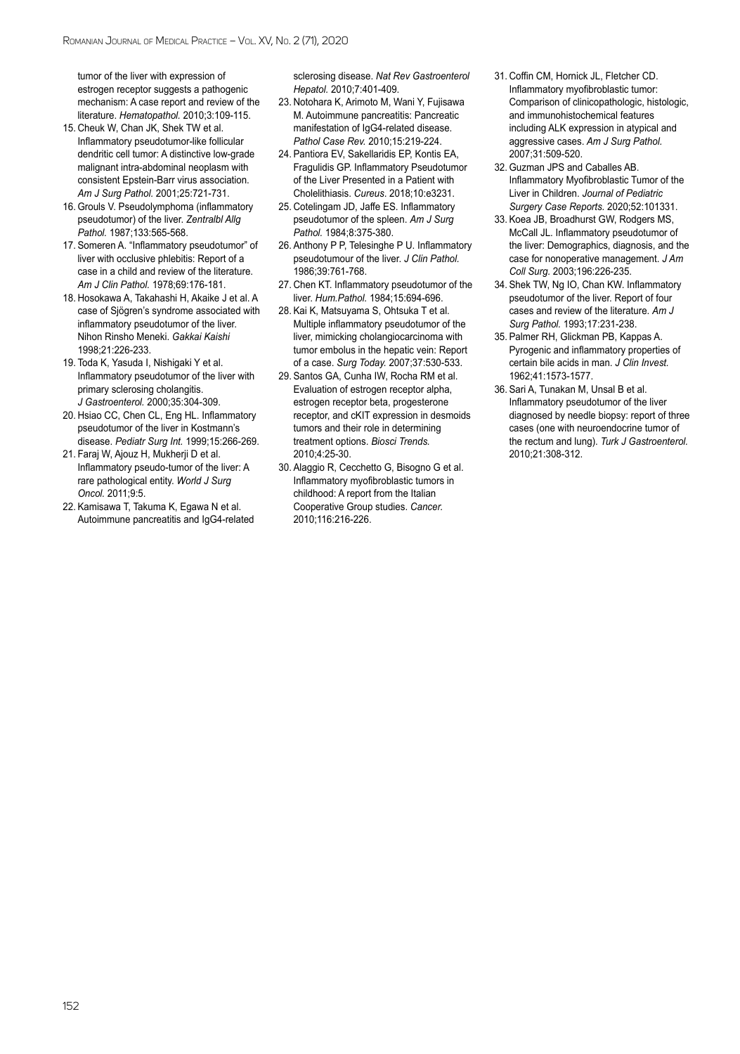tumor of the liver with expression of estrogen receptor suggests a pathogenic mechanism: A case report and review of the literature. *Hematopathol.* 2010;3:109-115.

15. Cheuk W, Chan JK, Shek TW et al. Inflammatory pseudotumor-like follicular dendritic cell tumor: A distinctive low-grade malignant intra-abdominal neoplasm with consistent Epstein-Barr virus association. *Am J Surg Pathol.* 2001;25:721-731.
16. Grouls V. Pseudolymphoma (inflammatory pseudotumor) of the liver. *Zentralbl Allg Pathol.* 1987;133:565-568.
17. Someren A. "Inflammatory pseudotumor" of liver with occlusive phlebitis: Report of a case in a child and review of the literature. *Am J Clin Pathol.* 1978;69:176-181.
18. Hosokawa A, Takahashi H, Akaike J et al. A case of Sjögren's syndrome associated with inflammatory pseudotumor of the liver. Nihon Rinsho Meneki. *Gakkai Kaishi* 1998;21:226-233.
19. Toda K, Yasuda I, Nishigaki Y et al. Inflammatory pseudotumor of the liver with primary sclerosing cholangitis. *J Gastroenterol.* 2000;35:304-309.
20. Hsiao CC, Chen CL, Eng HL. Inflammatory pseudotumor of the liver in Kostmann's disease. *Pediatr Surg Int.* 1999;15:266-269.
21. Faraj W, Ajouz H, Mukherji D et al. Inflammatory pseudo-tumor of the liver: A rare pathological entity. *World J Surg Oncol.* 2011;9:5.
22. Kamisawa T, Takuma K, Egawa N et al. Autoimmune pancreatitis and IgG4-related sclerosing disease. *Nat Rev Gastroenterol Hepatol.* 2010;7:401-409.
23. Notohara K, Arimoto M, Wani Y, Fujisawa M. Autoimmune pancreatitis: Pancreatic manifestation of IgG4-related disease. *Pathol Case Rev.* 2010;15:219-224.
24. Pantiora EV, Sakellaridis EP, Kontis EA, Fragulidis GP. Inflammatory Pseudotumor of the Liver Presented in a Patient with Cholelithiasis. *Cureus*. 2018;10:e3231.
25. Cotelingam JD, Jaffe ES. Inflammatory pseudotumor of the spleen. *Am J Surg Pathol.* 1984;8:375-380.
26. Anthony P P, Telesinghe P U. Inflammatory pseudotumour of the liver. *J Clin Pathol.* 1986;39:761-768.
27. Chen KT. Inflammatory pseudotumor of the liver. *Hum.Pathol.* 1984;15:694-696.
28. Kai K, Matsuyama S, Ohtsuka T et al. Multiple inflammatory pseudotumor of the liver, mimicking cholangiocarcinoma with tumor embolus in the hepatic vein: Report of a case. *Surg Today.* 2007;37:530-533.
29. Santos GA, Cunha IW, Rocha RM et al. Evaluation of estrogen receptor alpha, estrogen receptor beta, progesterone receptor, and cKIT expression in desmoids tumors and their role in determining treatment options. *Biosci Trends.* 2010;4:25-30.
30. Alaggio R, Cecchetto G, Bisogno G et al. Inflammatory myofibroblastic tumors in childhood: A report from the Italian Cooperative Group studies. *Cancer.* 2010;116:216-226.
31. Coffin CM, Hornick JL, Fletcher CD. Inflammatory myofibroblastic tumor: Comparison of clinicopathologic, histologic, and immunohistochemical features including ALK expression in atypical and aggressive cases. *Am J Surg Pathol.* 2007;31:509-520.
32. Guzman JPS and Caballes AB. Inflammatory Myofibroblastic Tumor of the Liver in Children. *Journal of Pediatric Surgery Case Reports.* 2020;52:101331.
33. Koea JB, Broadhurst GW, Rodgers MS, McCall JL. Inflammatory pseudotumor of the liver: Demographics, diagnosis, and the case for nonoperative management. *J Am Coll Surg.* 2003;196:226-235.
34. Shek TW, Ng IO, Chan KW. Inflammatory pseudotumor of the liver. Report of four cases and review of the literature. *Am J Surg Pathol.* 1993;17:231-238.
35. Palmer RH, Glickman PB, Kappas A. Pyrogenic and inflammatory properties of certain bile acids in man. *J Clin Invest.* 1962;41:1573-1577.
36. Sari A, Tunakan M, Unsal B et al. Inflammatory pseudotumor of the liver diagnosed by needle biopsy: report of three cases (one with neuroendocrine tumor of the rectum and lung). *Turk J Gastroenterol.* 2010;21:308-312.